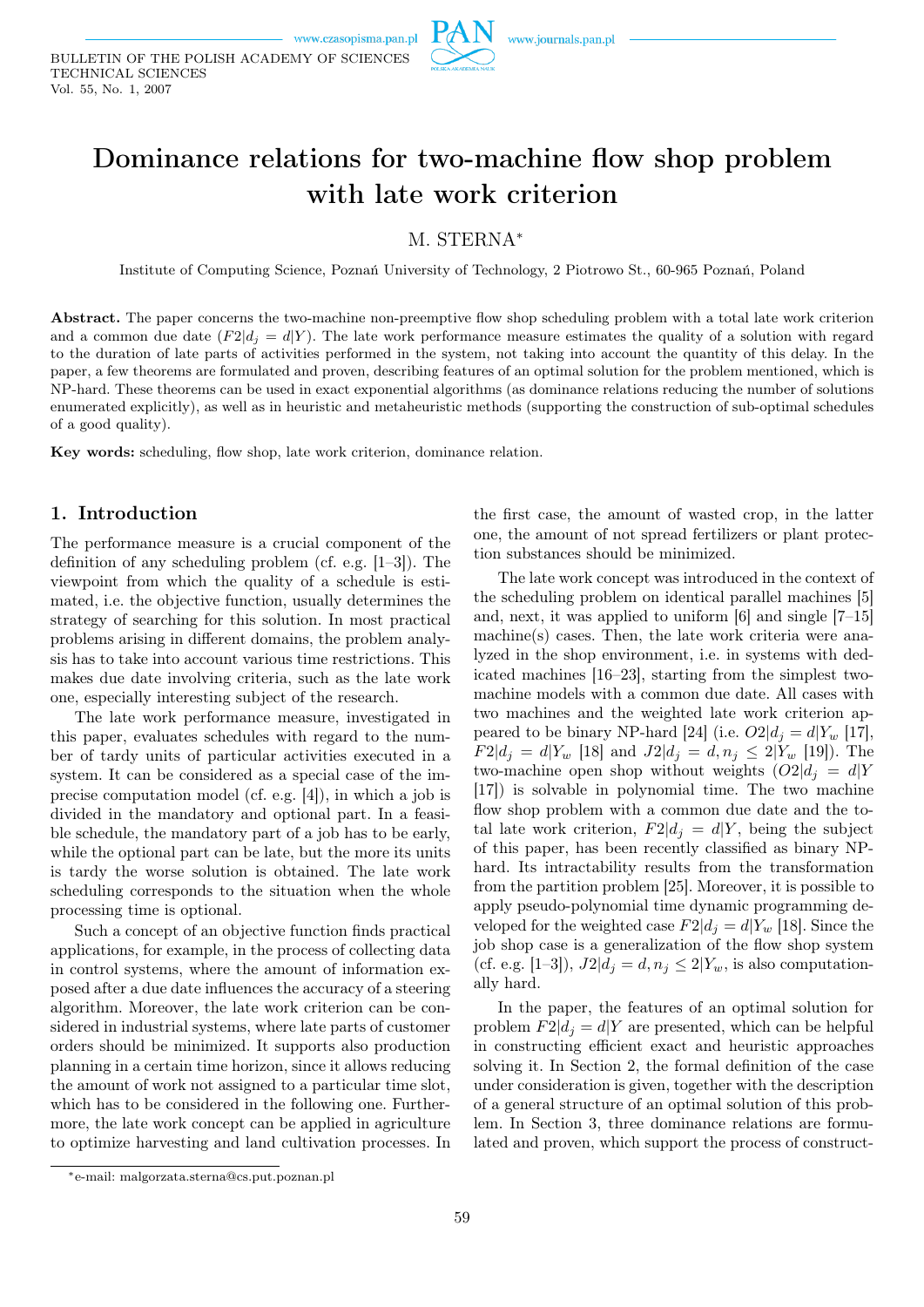# Dominance relations for two-machine flow shop problem with late work criterion

M. STERNA*

Institute of Computing Science, Poznań University of Technology, 2 Piotrowo St., 60-965 Poznań, Poland

**Abstract.** The paper concerns the two-machine non-preemptive flow shop scheduling problem with a total late work criterion and a common due date ($F2|d_j = d|Y$). The late work performance measure estimates the quality of a solution with regard to the duration of late parts of activities performed in the system, not taking into account the quantity of this delay. In the paper, a few theorems are formulated and proven, describing features of an optimal solution for the problem mentioned, which is NP-hard. These theorems can be used in exact exponential algorithms (as dominance relations reducing the number of solutions enumerated explicitly), as well as in heuristic and metaheuristic methods (supporting the construction of sub-optimal schedules of a good quality).

**Key words:** scheduling, flow shop, late work criterion, dominance relation.

## 1. Introduction

The performance measure is a crucial component of the definition of any scheduling problem (cf. e.g. [1–3]). The viewpoint from which the quality of a schedule is estimated, i.e. the objective function, usually determines the strategy of searching for this solution. In most practical problems arising in different domains, the problem analysis has to take into account various time restrictions. This makes due date involving criteria, such as the late work one, especially interesting subject of the research.

The late work performance measure, investigated in this paper, evaluates schedules with regard to the number of tardy units of particular activities executed in a system. It can be considered as a special case of the imprecise computation model (cf. e.g. [4]), in which a job is divided in the mandatory and optional part. In a feasible schedule, the mandatory part of a job has to be early, while the optional part can be late, but the more its units is tardy the worse solution is obtained. The late work scheduling corresponds to the situation when the whole processing time is optional.

Such a concept of an objective function finds practical applications, for example, in the process of collecting data in control systems, where the amount of information exposed after a due date influences the accuracy of a steering algorithm. Moreover, the late work criterion can be considered in industrial systems, where late parts of customer orders should be minimized. It supports also production planning in a certain time horizon, since it allows reducing the amount of work not assigned to a particular time slot, which has to be considered in the following one. Furthermore, the late work concept can be applied in agriculture to optimize harvesting and land cultivation processes. In the first case, the amount of wasted crop, in the latter one, the amount of not spread fertilizers or plant protection substances should be minimized.

The late work concept was introduced in the context of the scheduling problem on identical parallel machines [5] and, next, it was applied to uniform [6] and single [7–15] machine(s) cases. Then, the late work criteria were analyzed in the shop environment, i.e. in systems with dedicated machines [16–23], starting from the simplest two-machine models with a common due date. All cases with two machines and the weighted late work criterion appeared to be binary NP-hard [24] (i.e. $O2|d_j = d|Y_w$ [17], $F2|d_j = d|Y_w$ [18] and $J2|d_j = d, n_j \leq 2|Y_w$ [19]). The two-machine open shop without weights ($O2|d_j = d|Y$ [17]) is solvable in polynomial time. The two machine flow shop problem with a common due date and the total late work criterion, $F2|d_j = d|Y$, being the subject of this paper, has been recently classified as binary NP-hard. Its intractability results from the transformation from the partition problem [25]. Moreover, it is possible to apply pseudo-polynomial time dynamic programming developed for the weighted case $F2|d_j = d|Y_w$ [18]. Since the job shop case is a generalization of the flow shop system (cf. e.g. [1–3]), $J2|d_j = d, n_j \leq 2|Y_w$, is also computationally hard.

In the paper, the features of an optimal solution for problem $F2|d_j = d|Y$ are presented, which can be helpful in constructing efficient exact and heuristic approaches solving it. In Section 2, the formal definition of the case under consideration is given, together with the description of a general structure of an optimal solution of this problem. In Section 3, three dominance relations are formulated and proven, which support the process of construct-

*e-mail: malgorzata.sterna@cs.put.poznan.pl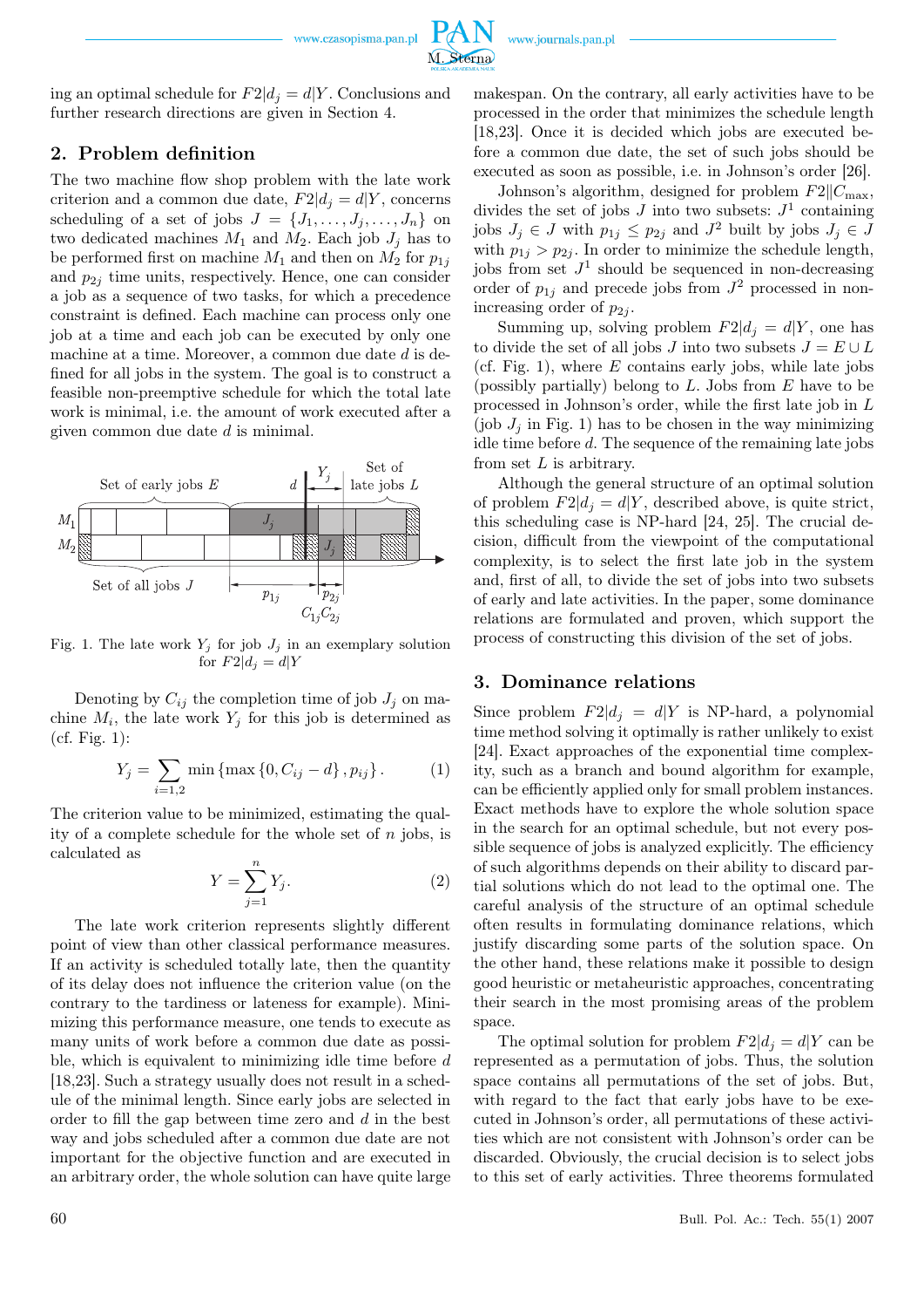ing an optimal schedule for $F2|d_j = d|Y$. Conclusions and further research directions are given in Section 4.

## 2. Problem definition

The two machine flow shop problem with the late work criterion and a common due date, $F2|d_j = d|Y$, concerns scheduling of a set of jobs $J = \{J_1, \ldots, J_j, \ldots, J_n\}$ on two dedicated machines $M_1$ and $M_2$. Each job $J_j$ has to be performed first on machine $M_1$ and then on $M_2$ for $p_{1j}$ and $p_{2j}$ time units, respectively. Hence, one can consider a job as a sequence of two tasks, for which a precedence constraint is defined. Each machine can process only one job at a time and each job can be executed by only one machine at a time. Moreover, a common due date $d$ is defined for all jobs in the system. The goal is to construct a feasible non-preemptive schedule for which the total late work is minimal, i.e. the amount of work executed after a given common due date $d$ is minimal.

Fig. 1. The late work $Y_j$ for job $J_j$ in an exemplary solution for $F2|d_j = d|Y$

Denoting by $C_{ij}$ the completion time of job $J_j$ on machine $M_i$, the late work $Y_j$ for this job is determined as (cf. Fig. 1):

$$Y_j = \sum_{i=1,2} \min\left\{\max\left\{0, C_{ij} - d\right\}, p_{ij}\right\}. \tag{1}$$

The criterion value to be minimized, estimating the quality of a complete schedule for the whole set of $n$ jobs, is calculated as

$$Y = \sum_{j=1}^{n} Y_j. \tag{2}$$

The late work criterion represents slightly different point of view than other classical performance measures. If an activity is scheduled totally late, then the quantity of its delay does not influence the criterion value (on the contrary to the tardiness or lateness for example). Minimizing this performance measure, one tends to execute as many units of work before a common due date as possible, which is equivalent to minimizing idle time before $d$ [18,23]. Such a strategy usually does not result in a schedule of the minimal length. Since early jobs are selected in order to fill the gap between time zero and $d$ in the best way and jobs scheduled after a common due date are not important for the objective function and are executed in an arbitrary order, the whole solution can have quite large makespan. On the contrary, all early activities have to be processed in the order that minimizes the schedule length [18,23]. Once it is decided which jobs are executed before a common due date, the set of such jobs should be executed as soon as possible, i.e. in Johnson's order [26].

Johnson's algorithm, designed for problem $F2||C_{\max}$, divides the set of jobs $J$ into two subsets: $J^1$ containing jobs $J_j \in J$ with $p_{1j} \le p_{2j}$ and $J^2$ built by jobs $J_j \in J$ with $p_{1j} > p_{2j}$. In order to minimize the schedule length, jobs from set $J^1$ should be sequenced in non-decreasing order of $p_{1j}$ and precede jobs from $J^2$ processed in non-increasing order of $p_{2j}$.

Summing up, solving problem $F2|d_j = d|Y$, one has to divide the set of all jobs $J$ into two subsets $J = E \cup L$ (cf. Fig. 1), where $E$ contains early jobs, while late jobs (possibly partially) belong to $L$. Jobs from $E$ have to be processed in Johnson's order, while the first late job in $L$ (job $J_j$ in Fig. 1) has to be chosen in the way minimizing idle time before $d$. The sequence of the remaining late jobs from set $L$ is arbitrary.

Although the general structure of an optimal solution of problem $F2|d_j = d|Y$, described above, is quite strict, this scheduling case is NP-hard [24, 25]. The crucial decision, difficult from the viewpoint of the computational complexity, is to select the first late job in the system and, first of all, to divide the set of jobs into two subsets of early and late activities. In the paper, some dominance relations are formulated and proven, which support the process of constructing this division of the set of jobs.

## 3. Dominance relations

Since problem $F2|d_j = d|Y$ is NP-hard, a polynomial time method solving it optimally is rather unlikely to exist [24]. Exact approaches of the exponential time complexity, such as a branch and bound algorithm for example, can be efficiently applied only for small problem instances. Exact methods have to explore the whole solution space in the search for an optimal schedule, but not every possible sequence of jobs is analyzed explicitly. The efficiency of such algorithms depends on their ability to discard partial solutions which do not lead to the optimal one. The careful analysis of the structure of an optimal schedule often results in formulating dominance relations, which justify discarding some parts of the solution space. On the other hand, these relations make it possible to design good heuristic or metaheuristic approaches, concentrating their search in the most promising areas of the problem space.

The optimal solution for problem $F2|d_j = d|Y$ can be represented as a permutation of jobs. Thus, the solution space contains all permutations of the set of jobs. But, with regard to the fact that early jobs have to be executed in Johnson's order, all permutations of these activities which are not consistent with Johnson's order can be discarded. Obviously, the crucial decision is to select jobs to this set of early activities. Three theorems formulated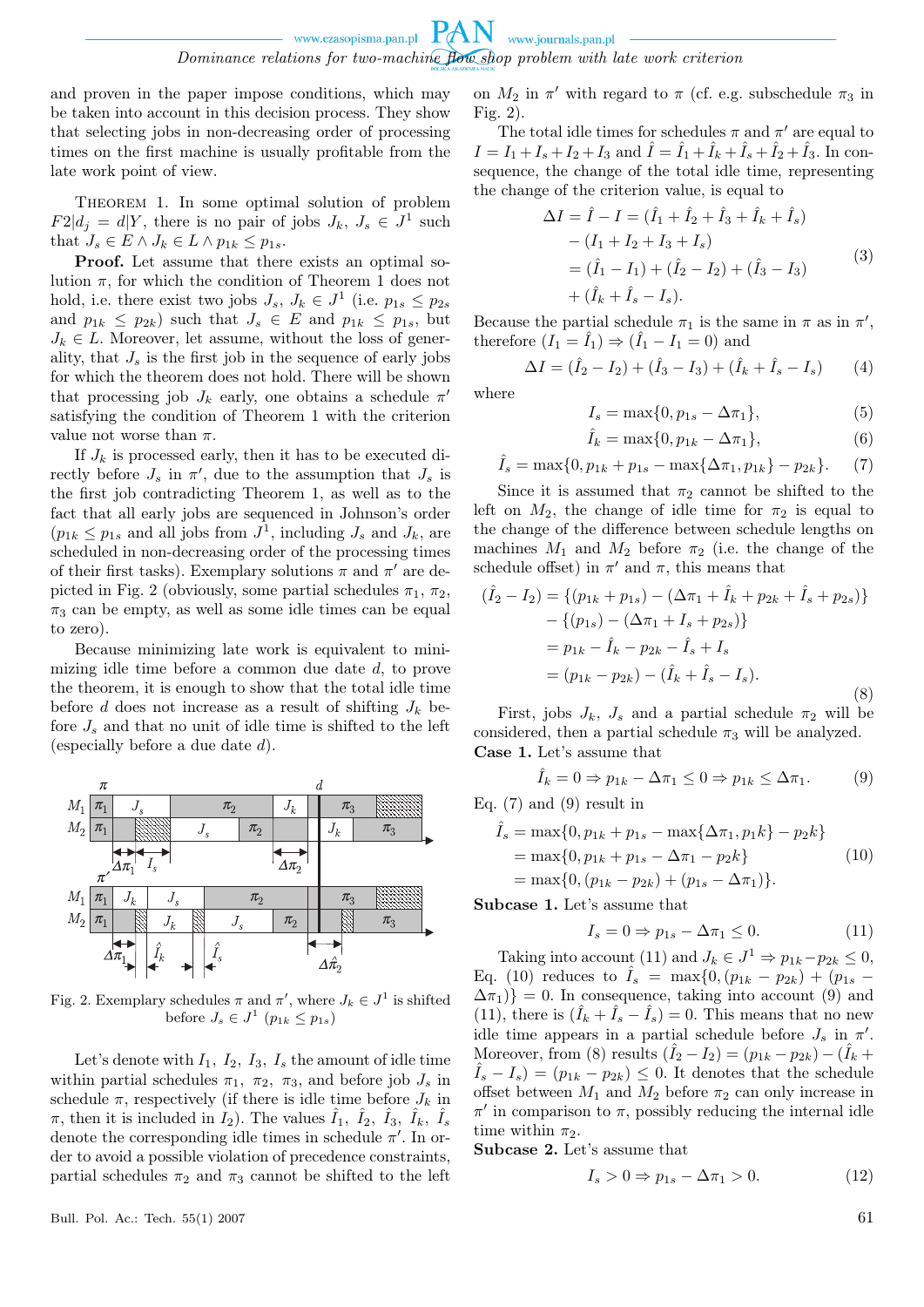and proven in the paper impose conditions, which may be taken into account in this decision process. They show that selecting jobs in non-decreasing order of processing times on the first machine is usually profitable from the late work point of view.

THEOREM 1. In some optimal solution of problem $F2|d_j = d|Y$, there is no pair of jobs $J_k$, $J_s \in J^1$ such that $J_s \in E \wedge J_k \in L \wedge p_{1k} \leq p_{1s}$.

**Proof.** Let assume that there exists an optimal solution $\pi$, for which the condition of Theorem 1 does not hold, i.e. there exist two jobs $J_s$, $J_k \in J^1$ (i.e. $p_{1s} \leq p_{2s}$ and $p_{1k} \leq p_{2k}$) such that $J_s \in E$ and $p_{1k} \leq p_{1s}$, but $J_k \in L$. Moreover, let assume, without the loss of generality, that $J_s$ is the first job in the sequence of early jobs for which the theorem does not hold. There will be shown that processing job $J_k$ early, one obtains a schedule $\pi'$ satisfying the condition of Theorem 1 with the criterion value not worse than $\pi$.

If $J_k$ is processed early, then it has to be executed directly before $J_s$ in $\pi'$, due to the assumption that $J_s$ is the first job contradicting Theorem 1, as well as to the fact that all early jobs are sequenced in Johnson's order ($p_{1k} \leq p_{1s}$ and all jobs from $J^1$, including $J_s$ and $J_k$, are scheduled in non-decreasing order of the processing times of their first tasks). Exemplary solutions $\pi$ and $\pi'$ are depicted in Fig. 2 (obviously, some partial schedules $\pi_1$, $\pi_2$, $\pi_3$ can be empty, as well as some idle times can be equal to zero).

Because minimizing late work is equivalent to minimizing idle time before a common due date $d$, to prove the theorem, it is enough to show that the total idle time before $d$ does not increase as a result of shifting $J_k$ before $J_s$ and that no unit of idle time is shifted to the left (especially before a due date $d$).

Fig. 2. Exemplary schedules $\pi$ and $\pi'$, where $J_k \in J^1$ is shifted before $J_s \in J^1$ ($p_{1k} \leq p_{1s}$)

Let's denote with $I_1$, $I_2$, $I_3$, $I_s$ the amount of idle time within partial schedules $\pi_1$, $\pi_2$, $\pi_3$, and before job $J_s$ in schedule $\pi$, respectively (if there is idle time before $J_k$ in $\pi$, then it is included in $I_2$). The values $\hat{I}_1$, $\hat{I}_2$, $\hat{I}_3$, $\hat{I}_k$, $\hat{I}_s$ denote the corresponding idle times in schedule $\pi'$. In order to avoid a possible violation of precedence constraints, partial schedules $\pi_2$ and $\pi_3$ cannot be shifted to the left on $M_2$ in $\pi'$ with regard to $\pi$ (cf. e.g. subschedule $\pi_3$ in Fig. 2).

The total idle times for schedules $\pi$ and $\pi'$ are equal to $I = I_1 + I_s + I_2 + I_3$ and $\hat{I} = \hat{I}_1 + \hat{I}_k + \hat{I}_s + \hat{I}_2 + \hat{I}_3$. In consequence, the change of the total idle time, representing the change of the criterion value, is equal to

$$\begin{aligned}
\Delta I = \hat{I} - I &= (\hat{I}_1 + \hat{I}_2 + \hat{I}_3 + \hat{I}_k + \hat{I}_s) \\
&- (I_1 + I_2 + I_3 + I_s) \\
&= (\hat{I}_1 - I_1) + (\hat{I}_2 - I_2) + (\hat{I}_3 - I_3) \\
&+ (\hat{I}_k + \hat{I}_s - I_s).
\end{aligned} \tag{3}$$

Because the partial schedule $\pi_1$ is the same in $\pi$ as in $\pi'$, therefore $(I_1 = \hat{I}_1) \Rightarrow (\hat{I}_1 - I_1 = 0)$ and

$$\Delta I = (\hat{I}_2 - I_2) + (\hat{I}_3 - I_3) + (\hat{I}_k + \hat{I}_s - I_s) \tag{4}$$

where

$$I_s = \max\{0, p_{1s} - \Delta\pi_1\}, \tag{5}$$

$$\hat{I}_k = \max\{0, p_{1k} - \Delta\pi_1\}, \tag{6}$$

$$\hat{I}_s = \max\{0, p_{1k} + p_{1s} - \max\{\Delta\pi_1, p_{1k}\} - p_{2k}\}. \tag{7}$$

Since it is assumed that $\pi_2$ cannot be shifted to the left on $M_2$, the change of idle time for $\pi_2$ is equal to the change of the difference between schedule lengths on machines $M_1$ and $M_2$ before $\pi_2$ (i.e. the change of the schedule offset) in $\pi'$ and $\pi$, this means that

$$\begin{aligned}
(\hat{I}_2 - I_2) &= \{(p_{1k} + p_{1s}) - (\Delta\pi_1 + \hat{I}_k + p_{2k} + \hat{I}_s + p_{2s})\} \\
&- \{(p_{1s}) - (\Delta\pi_1 + I_s + p_{2s})\} \\
&= p_{1k} - \hat{I}_k - p_{2k} - \hat{I}_s + I_s \\
&= (p_{1k} - p_{2k}) - (\hat{I}_k + \hat{I}_s - I_s).
\end{aligned} \tag{8}$$

First, jobs $J_k$, $J_s$ and a partial schedule $\pi_2$ will be considered, then a partial schedule $\pi_3$ will be analyzed.

**Case 1.** Let's assume that

$$\hat{I}_k = 0 \Rightarrow p_{1k} - \Delta\pi_1 \leq 0 \Rightarrow p_{1k} \leq \Delta\pi_1. \tag{9}$$

Eq. (7) and (9) result in

$$\begin{aligned}
\hat{I}_s &= \max\{0, p_{1k} + p_{1s} - \max\{\Delta\pi_1, p_1k\} - p_2k\} \\
&= \max\{0, p_{1k} + p_{1s} - \Delta\pi_1 - p_2k\} \\
&= \max\{0, (p_{1k} - p_{2k}) + (p_{1s} - \Delta\pi_1)\}.
\end{aligned} \tag{10}$$

**Subcase 1.** Let's assume that

$$I_s = 0 \Rightarrow p_{1s} - \Delta\pi_1 \leq 0. \tag{11}$$

Taking into account (11) and $J_k \in J^1 \Rightarrow p_{1k} - p_{2k} \leq 0$, Eq. (10) reduces to $\hat{I}_s = \max\{0, (p_{1k} - p_{2k}) + (p_{1s} - \Delta\pi_1)\} = 0$. In consequence, taking into account (9) and (11), there is $(\hat{I}_k + \hat{I}_s - \hat{I}_s) = 0$. This means that no new idle time appears in a partial schedule before $J_s$ in $\pi'$. Moreover, from (8) results $(\hat{I}_2 - I_2) = (p_{1k} - p_{2k}) - (\hat{I}_k + \hat{I}_s - I_s) = (p_{1k} - p_{2k}) \leq 0$. It denotes that the schedule offset between $M_1$ and $M_2$ before $\pi_2$ can only increase in $\pi'$ in comparison to $\pi$, possibly reducing the internal idle time within $\pi_2$.

**Subcase 2.** Let's assume that

$$I_s > 0 \Rightarrow p_{1s} - \Delta\pi_1 > 0. \tag{12}$$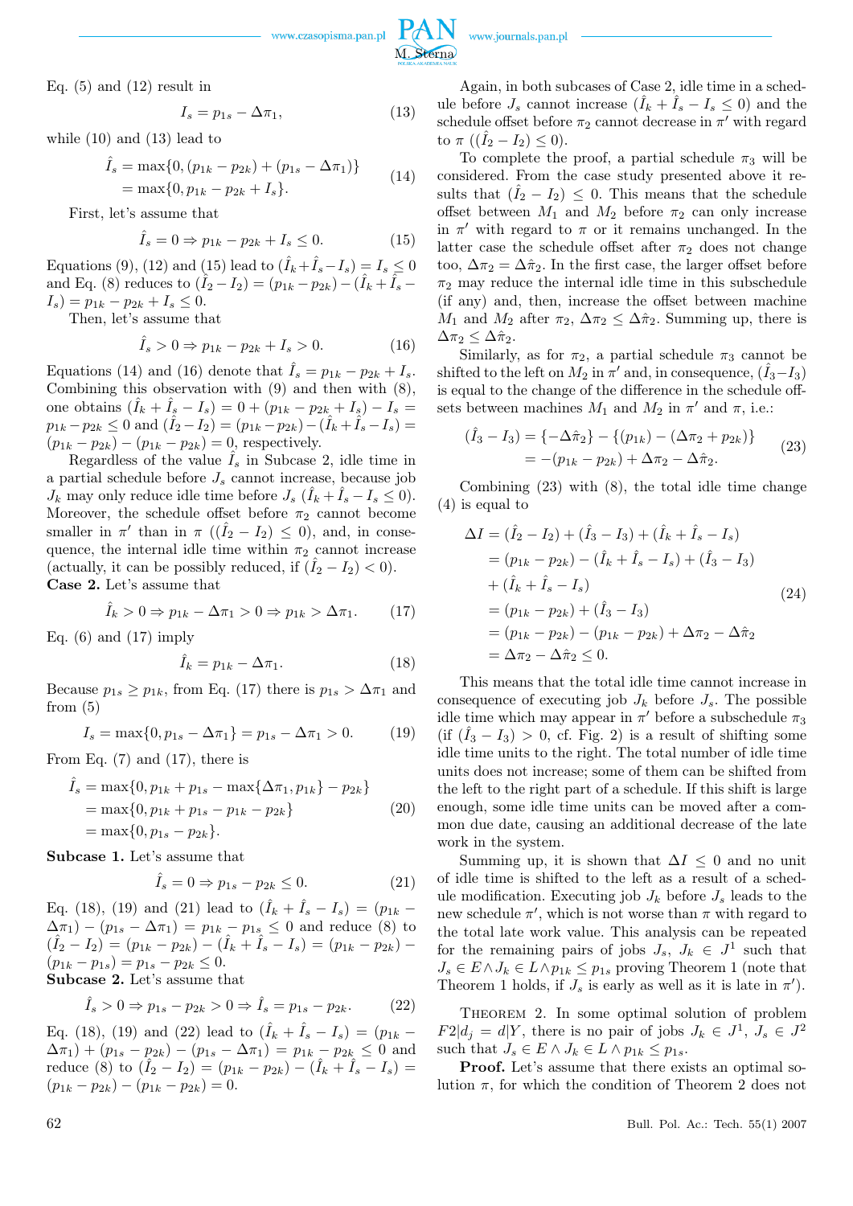Eq. (5) and (12) result in

$$I_s = p_{1s} - \Delta\pi_1, \tag{13}$$

while (10) and (13) lead to

$$\begin{aligned}\hat{I}_s &= \max\{0, (p_{1k} - p_{2k}) + (p_{1s} - \Delta\pi_1)\} \\ &= \max\{0, p_{1k} - p_{2k} + I_s\}.\end{aligned} \tag{14}$$

First, let's assume that

$$\hat{I}_s = 0 \Rightarrow p_{1k} - p_{2k} + I_s \le 0. \tag{15}$$

Equations (9), (12) and (15) lead to $(\hat{I}_k + \hat{I}_s - I_s) = I_s \le 0$ and Eq. (8) reduces to $(\hat{I}_2 - I_2) = (p_{1k} - p_{2k}) - (\hat{I}_k + \hat{I}_s - I_s) = p_{1k} - p_{2k} + I_s \le 0$.

Then, let's assume that

$$\hat{I}_s > 0 \Rightarrow p_{1k} - p_{2k} + I_s > 0. \tag{16}$$

Equations (14) and (16) denote that $\hat{I}_s = p_{1k} - p_{2k} + I_s$. Combining this observation with (9) and then with (8), one obtains $(\hat{I}_k + \hat{I}_s - I_s) = 0 + (p_{1k} - p_{2k} + I_s) - I_s = p_{1k} - p_{2k} \le 0$ and $(\hat{I}_2 - I_2) = (p_{1k} - p_{2k}) - (\hat{I}_k + \hat{I}_s - I_s) = (p_{1k} - p_{2k}) - (p_{1k} - p_{2k}) = 0$, respectively.

Regardless of the value $\hat{I}_s$ in Subcase 2, idle time in a partial schedule before $J_s$ cannot increase, because job $J_k$ may only reduce idle time before $J_s$ $(\hat{I}_k + \hat{I}_s - I_s \le 0)$. Moreover, the schedule offset before $\pi_2$ cannot become smaller in $\pi'$ than in $\pi$ $((\hat{I}_2 - I_2) \le 0)$, and, in consequence, the internal idle time within $\pi_2$ cannot increase (actually, it can be possibly reduced, if $(\hat{I}_2 - I_2) < 0$).

**Case 2.** Let's assume that

$$\hat{I}_k > 0 \Rightarrow p_{1k} - \Delta\pi_1 > 0 \Rightarrow p_{1k} > \Delta\pi_1. \tag{17}$$

Eq. (6) and (17) imply

$$\hat{I}_k = p_{1k} - \Delta\pi_1. \tag{18}$$

Because $p_{1s} \ge p_{1k}$, from Eq. (17) there is $p_{1s} > \Delta\pi_1$ and from (5)

$$I_s = \max\{0, p_{1s} - \Delta\pi_1\} = p_{1s} - \Delta\pi_1 > 0. \tag{19}$$

From Eq. (7) and (17), there is

$$\begin{aligned}\hat{I}_s &= \max\{0, p_{1k} + p_{1s} - \max\{\Delta\pi_1, p_{1k}\} - p_{2k}\} \\ &= \max\{0, p_{1k} + p_{1s} - p_{1k} - p_{2k}\} \\ &= \max\{0, p_{1s} - p_{2k}\}.\end{aligned} \tag{20}$$

**Subcase 1.** Let's assume that

$$\hat{I}_s = 0 \Rightarrow p_{1s} - p_{2k} \le 0. \tag{21}$$

Eq. (18), (19) and (21) lead to $(\hat{I}_k + \hat{I}_s - I_s) = (p_{1k} - \Delta\pi_1) - (p_{1s} - \Delta\pi_1) = p_{1k} - p_{1s} \le 0$ and reduce (8) to $(\hat{I}_2 - I_2) = (p_{1k} - p_{2k}) - (\hat{I}_k + \hat{I}_s - I_s) = (p_{1k} - p_{2k}) - (p_{1k} - p_{1s}) = p_{1s} - p_{2k} \le 0$.

**Subcase 2.** Let's assume that

$$\hat{I}_s > 0 \Rightarrow p_{1s} - p_{2k} > 0 \Rightarrow \hat{I}_s = p_{1s} - p_{2k}. \tag{22}$$

Eq. (18), (19) and (22) lead to $(\hat{I}_k + \hat{I}_s - I_s) = (p_{1k} - \Delta\pi_1) + (p_{1s} - p_{2k}) - (p_{1s} - \Delta\pi_1) = p_{1k} - p_{2k} \le 0$ and reduce (8) to $(\hat{I}_2 - I_2) = (p_{1k} - p_{2k}) - (\hat{I}_k + \hat{I}_s - I_s) = (p_{1k} - p_{2k}) - (p_{1k} - p_{2k}) = 0$.

Again, in both subcases of Case 2, idle time in a schedule before $J_s$ cannot increase $(\hat{I}_k + \hat{I}_s - I_s \le 0)$ and the schedule offset before $\pi_2$ cannot decrease in $\pi'$ with regard to $\pi$ $((\hat{I}_2 - I_2) \le 0)$.

To complete the proof, a partial schedule $\pi_3$ will be considered. From the case study presented above it results that $(\hat{I}_2 - I_2) \le 0$. This means that the schedule offset between $M_1$ and $M_2$ before $\pi_2$ can only increase in $\pi'$ with regard to $\pi$ or it remains unchanged. In the latter case the schedule offset after $\pi_2$ does not change too, $\Delta\pi_2 = \Delta\hat{\pi}_2$. In the first case, the larger offset before $\pi_2$ may reduce the internal idle time in this subschedule (if any) and, then, increase the offset between machine $M_1$ and $M_2$ after $\pi_2$, $\Delta\pi_2 \le \Delta\hat{\pi}_2$. Summing up, there is $\Delta\pi_2 \le \Delta\hat{\pi}_2$.

Similarly, as for $\pi_2$, a partial schedule $\pi_3$ cannot be shifted to the left on $M_2$ in $\pi'$ and, in consequence, $(\hat{I}_3 - I_3)$ is equal to the change of the difference in the schedule offsets between machines $M_1$ and $M_2$ in $\pi'$ and $\pi$, i.e.:

$$\begin{aligned}(\hat{I}_3 - I_3) &= \{-\Delta\hat{\pi}_2\} - \{(p_{1k}) - (\Delta\pi_2 + p_{2k})\} \\ &= -(p_{1k} - p_{2k}) + \Delta\pi_2 - \Delta\hat{\pi}_2.\end{aligned} \tag{23}$$

Combining (23) with (8), the total idle time change (4) is equal to

$$\begin{aligned}\Delta I &= (\hat{I}_2 - I_2) + (\hat{I}_3 - I_3) + (\hat{I}_k + \hat{I}_s - I_s) \\ &= (p_{1k} - p_{2k}) - (\hat{I}_k + \hat{I}_s - I_s) + (\hat{I}_3 - I_3) \\ &\quad + (\hat{I}_k + \hat{I}_s - I_s) \\ &= (p_{1k} - p_{2k}) + (\hat{I}_3 - I_3) \\ &= (p_{1k} - p_{2k}) - (p_{1k} - p_{2k}) + \Delta\pi_2 - \Delta\hat{\pi}_2 \\ &= \Delta\pi_2 - \Delta\hat{\pi}_2 \le 0.\end{aligned} \tag{24}$$

This means that the total idle time cannot increase in consequence of executing job $J_k$ before $J_s$. The possible idle time which may appear in $\pi'$ before a subschedule $\pi_3$ (if $(\hat{I}_3 - I_3) > 0$, cf. Fig. 2) is a result of shifting some idle time units to the right. The total number of idle time units does not increase; some of them can be shifted from the left to the right part of a schedule. If this shift is large enough, some idle time units can be moved after a common due date, causing an additional decrease of the late work in the system.

Summing up, it is shown that $\Delta I \le 0$ and no unit of idle time is shifted to the left as a result of a schedule modification. Executing job $J_k$ before $J_s$ leads to the new schedule $\pi'$, which is not worse than $\pi$ with regard to the total late work value. This analysis can be repeated for the remaining pairs of jobs $J_s$, $J_k \in J^1$ such that $J_s \in E \wedge J_k \in L \wedge p_{1k} \le p_{1s}$ proving Theorem 1 (note that Theorem 1 holds, if $J_s$ is early as well as it is late in $\pi'$).

THEOREM 2. *In some optimal solution of problem $F2|d_j = d|Y$, there is no pair of jobs $J_k \in J^1$, $J_s \in J^2$ such that $J_s \in E \wedge J_k \in L \wedge p_{1k} \le p_{1s}$.*

**Proof.** Let's assume that there exists an optimal solution $\pi$, for which the condition of Theorem 2 does not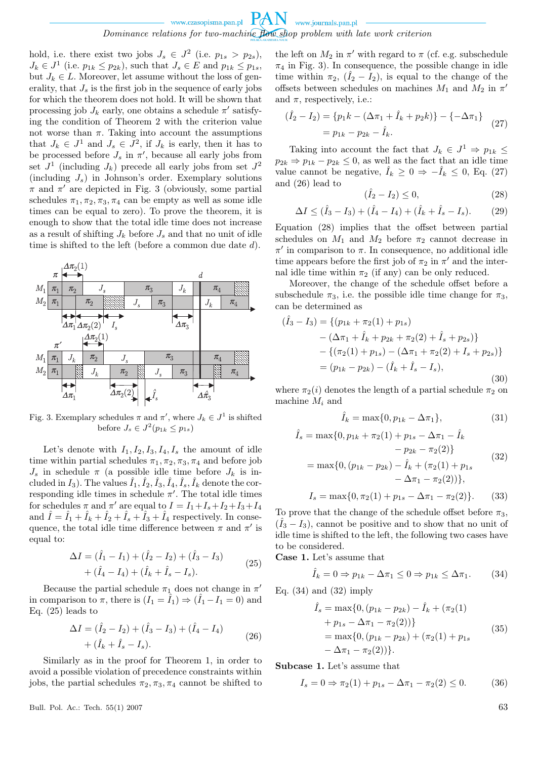hold, i.e. there exist two jobs $J_s \in J^2$ (i.e. $p_{1s} > p_{2s}$), $J_k \in J^1$ (i.e. $p_{1k} \le p_{2k}$), such that $J_s \in E$ and $p_{1k} \le p_{1s}$, but $J_k \in L$. Moreover, let assume without the loss of generality, that $J_s$ is the first job in the sequence of early jobs for which the theorem does not hold. It will be shown that processing job $J_k$ early, one obtains a schedule $\pi'$ satisfying the condition of Theorem 2 with the criterion value not worse than $\pi$. Taking into account the assumptions that $J_k \in J^1$ and $J_s \in J^2$, if $J_k$ is early, then it has to be processed before $J_s$ in $\pi'$, because all early jobs from set $J^1$ (including $J_k$) precede all early jobs from set $J^2$ (including $J_s$) in Johnson's order. Exemplary solutions $\pi$ and $\pi'$ are depicted in Fig. 3 (obviously, some partial schedules $\pi_1, \pi_2, \pi_3, \pi_4$ can be empty as well as some idle times can be equal to zero). To prove the theorem, it is enough to show that the total idle time does not increase as a result of shifting $J_k$ before $J_s$ and that no unit of idle time is shifted to the left (before a common due date $d$).

Fig. 3. Exemplary schedules $\pi$ and $\pi'$, where $J_k \in J^1$ is shifted before $J_s \in J^2 (p_{1k} \le p_{1s})$

Let's denote with $I_1, I_2, I_3, I_4, I_s$ the amount of idle time within partial schedules $\pi_1, \pi_2, \pi_3, \pi_4$ and before job $J_s$ in schedule $\pi$ (a possible idle time before $J_k$ is included in $I_3$). The values $\hat{I}_1, \hat{I}_2, \hat{I}_3, \hat{I}_4, \hat{I}_s, \hat{I}_k$ denote the corresponding idle times in schedule $\pi'$. The total idle times for schedules $\pi$ and $\pi'$ are equal to $I = I_1 + I_s + I_2 + I_3 + I_4$ and $\hat{I} = \hat{I}_1 + \hat{I}_k + \hat{I}_2 + \hat{I}_s + \hat{I}_3 + \hat{I}_4$ respectively. In consequence, the total idle time difference between $\pi$ and $\pi'$ is equal to:

$$\Delta I = (\hat{I}_1 - I_1) + (\hat{I}_2 - I_2) + (\hat{I}_3 - I_3) + (\hat{I}_4 - I_4) + (\hat{I}_k + \hat{I}_s - I_s). \tag{25}$$

Because the partial schedule $\pi_1$ does not change in $\pi'$ in comparison to $\pi$, there is $(I_1 = \hat{I}_1) \Rightarrow (\hat{I}_1 - I_1 = 0)$ and Eq. (25) leads to

$$\Delta I = (\hat{I}_2 - I_2) + (\hat{I}_3 - I_3) + (\hat{I}_4 - I_4) + (\hat{I}_k + \hat{I}_s - I_s). \tag{26}$$

Similarly as in the proof for Theorem 1, in order to avoid a possible violation of precedence constraints within jobs, the partial schedules $\pi_2, \pi_3, \pi_4$ cannot be shifted to the left on $M_2$ in $\pi'$ with regard to $\pi$ (cf. e.g. subschedule $\pi_4$ in Fig. 3). In consequence, the possible change in idle time within $\pi_2$, $(\hat{I}_2 - I_2)$, is equal to the change of the offsets between schedules on machines $M_1$ and $M_2$ in $\pi'$ and $\pi$, respectively, i.e.:

$$\begin{aligned}(\hat{I}_2 - I_2) &= \{p_1k - (\Delta\pi_1 + \hat{I}_k + p_2k)\} - \{-\Delta\pi_1\} \\ &= p_{1k} - p_{2k} - \hat{I}_k.\end{aligned} \tag{27}$$

Taking into account the fact that $J_k \in J^1 \Rightarrow p_{1k} \le p_{2k} \Rightarrow p_{1k} - p_{2k} \le 0$, as well as the fact that an idle time value cannot be negative, $\hat{I}_k \ge 0 \Rightarrow -\hat{I}_k \le 0$, Eq. (27) and (26) lead to

$$(\hat{I}_2 - I_2) \le 0, \tag{28}$$

$$\Delta I \le (\hat{I}_3 - I_3) + (\hat{I}_4 - I_4) + (\hat{I}_k + \hat{I}_s - I_s). \tag{29}$$

Equation (28) implies that the offset between partial schedules on $M_1$ and $M_2$ before $\pi_2$ cannot decrease in $\pi'$ in comparison to $\pi$. In consequence, no additional idle time appears before the first job of $\pi_2$ in $\pi'$ and the internal idle time within $\pi_2$ (if any) can be only reduced.

Moreover, the change of the schedule offset before a subschedule $\pi_3$, i.e. the possible idle time change for $\pi_3$, can be determined as

$$\begin{aligned}(\hat{I}_3 - I_3) &= \{(p_{1k} + \pi_2(1) + p_{1s}) \\ &\quad - (\Delta\pi_1 + \hat{I}_k + p_{2k} + \pi_2(2) + \hat{I}_s + p_{2s})\} \\ &\quad - \{(\pi_2(1) + p_{1s}) - (\Delta\pi_1 + \pi_2(2) + I_s + p_{2s})\} \\ &= (p_{1k} - p_{2k}) - (\hat{I}_k + \hat{I}_s - I_s),\end{aligned} \tag{30}$$

where $\pi_2(i)$ denotes the length of a partial schedule $\pi_2$ on machine $M_i$ and

$$\hat{I}_k = \max\{0, p_{1k} - \Delta\pi_1\}, \tag{31}$$

$$\begin{aligned}\hat{I}_s &= \max\{0, p_{1k} + \pi_2(1) + p_{1s} - \Delta\pi_1 - \hat{I}_k \\ &\qquad - p_{2k} - \pi_2(2)\} \\ &= \max\{0, (p_{1k} - p_{2k}) - \hat{I}_k + (\pi_2(1) + p_{1s} \\ &\qquad - \Delta\pi_1 - \pi_2(2))\},\end{aligned} \tag{32}$$

$$I_s = \max\{0, \pi_2(1) + p_{1s} - \Delta\pi_1 - \pi_2(2)\}. \tag{33}$$

To prove that the change of the schedule offset before $\pi_3$, $(\hat{I}_3 - I_3)$, cannot be positive and to show that no unit of idle time is shifted to the left, the following two cases have to be considered.

**Case 1.** Let's assume that

$$\hat{I}_k = 0 \Rightarrow p_{1k} - \Delta\pi_1 \le 0 \Rightarrow p_{1k} \le \Delta\pi_1. \tag{34}$$

Eq. (34) and (32) imply

$$\begin{aligned}\hat{I}_s &= \max\{0, (p_{1k} - p_{2k}) - \hat{I}_k + (\pi_2(1) \\ &\quad + p_{1s} - \Delta\pi_1 - \pi_2(2))\} \\ &= \max\{0, (p_{1k} - p_{2k}) + (\pi_2(1) + p_{1s} \\ &\quad - \Delta\pi_1 - \pi_2(2))\}.\end{aligned} \tag{35}$$

**Subcase 1.** Let's assume that

$$I_s = 0 \Rightarrow \pi_2(1) + p_{1s} - \Delta\pi_1 - \pi_2(2) \le 0. \tag{36}$$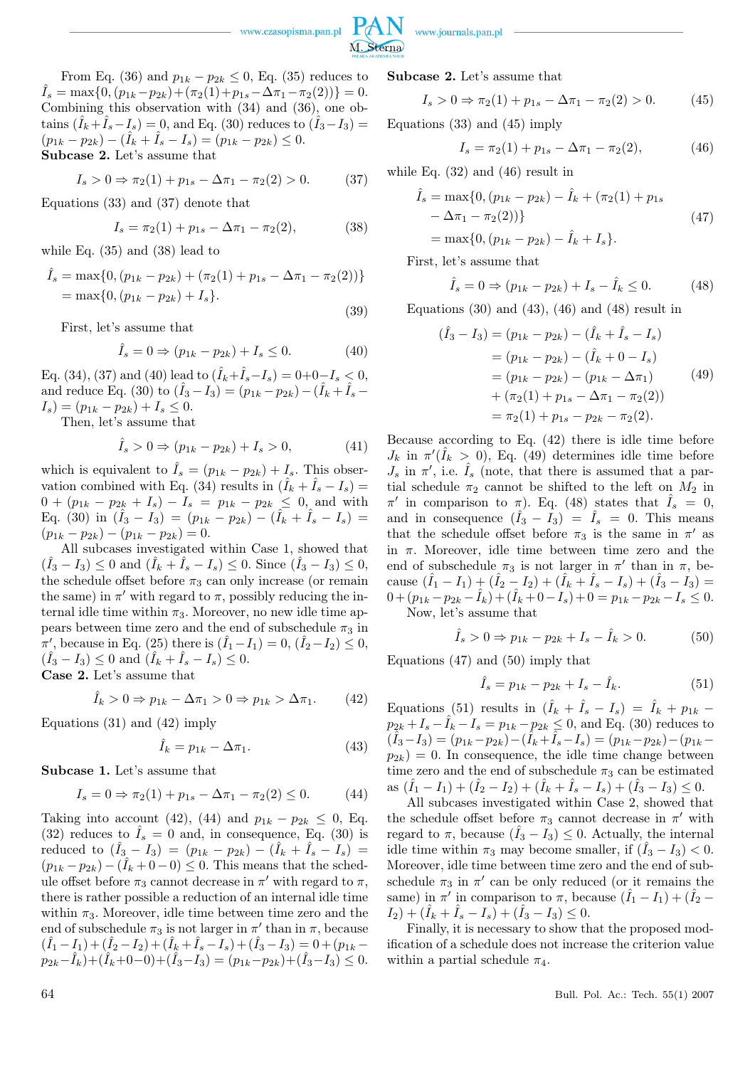From Eq. (36) and $p_{1k} - p_{2k} \leq 0$, Eq. (35) reduces to $\hat{I}_s = \max\{0, (p_{1k}-p_{2k})+(\pi_2(1)+p_{1s}-\Delta\pi_1-\pi_2(2))\} = 0$. Combining this observation with (34) and (36), one obtains $(\hat{I}_k+\hat{I}_s-I_s) = 0$, and Eq. (30) reduces to $(\hat{I}_3-I_3) = (p_{1k}-p_{2k}) - (\hat{I}_k + \hat{I}_s - I_s) = (p_{1k}-p_{2k}) \leq 0$.

**Subcase 2.** Let's assume that

$$I_s > 0 \Rightarrow \pi_2(1) + p_{1s} - \Delta\pi_1 - \pi_2(2) > 0. \tag{37}$$

Equations (33) and (37) denote that

$$I_s = \pi_2(1) + p_{1s} - \Delta\pi_1 - \pi_2(2), \tag{38}$$

while Eq. (35) and (38) lead to

$$\begin{aligned}\hat{I}_s &= \max\{0, (p_{1k}-p_{2k}) + (\pi_2(1)+p_{1s}-\Delta\pi_1-\pi_2(2))\} \\ &= \max\{0, (p_{1k}-p_{2k}) + I_s\}.\end{aligned} \tag{39}$$

First, let's assume that

$$\hat{I}_s = 0 \Rightarrow (p_{1k}-p_{2k}) + I_s \leq 0. \tag{40}$$

Eq. (34), (37) and (40) lead to $(\hat{I}_k+\hat{I}_s-I_s) = 0+0-I_s < 0$, and reduce Eq. (30) to $(\hat{I}_3-I_3) = (p_{1k}-p_{2k}) - (\hat{I}_k+\hat{I}_s-I_s) = (p_{1k}-p_{2k}) + I_s \leq 0$.

Then, let's assume that

$$\hat{I}_s > 0 \Rightarrow (p_{1k}-p_{2k}) + I_s > 0, \tag{41}$$

which is equivalent to $\hat{I}_s = (p_{1k}-p_{2k}) + I_s$. This observation combined with Eq. (34) results in $(\hat{I}_k + \hat{I}_s - I_s) = 0 + (p_{1k} - p_{2k} + I_s) - I_s = p_{1k} - p_{2k} \leq 0$, and with Eq. (30) in $(\hat{I}_3 - I_3) = (p_{1k} - p_{2k}) - (\hat{I}_k + \hat{I}_s - I_s) = (p_{1k}-p_{2k}) - (p_{1k}-p_{2k}) = 0$.

All subcases investigated within Case 1, showed that $(\hat{I}_3 - I_3) \leq 0$ and $(\hat{I}_k + \hat{I}_s - I_s) \leq 0$. Since $(\hat{I}_3 - I_3) \leq 0$, the schedule offset before $\pi_3$ can only increase (or remain the same) in $\pi'$ with regard to $\pi$, possibly reducing the internal idle time within $\pi_3$. Moreover, no new idle time appears between time zero and the end of subschedule $\pi_3$ in $\pi'$, because in Eq. (25) there is $(\hat{I}_1 - I_1) = 0$, $(\hat{I}_2-I_2) \leq 0$, $(\hat{I}_3 - I_3) \leq 0$ and $(\hat{I}_k + \hat{I}_s - I_s) \leq 0$.

**Case 2.** Let's assume that

$$\hat{I}_k > 0 \Rightarrow p_{1k} - \Delta\pi_1 > 0 \Rightarrow p_{1k} > \Delta\pi_1. \tag{42}$$

Equations (31) and (42) imply

$$\hat{I}_k = p_{1k} - \Delta\pi_1. \tag{43}$$

**Subcase 1.** Let's assume that

$$I_s = 0 \Rightarrow \pi_2(1) + p_{1s} - \Delta\pi_1 - \pi_2(2) \leq 0. \tag{44}$$

Taking into account (42), (44) and $p_{1k} - p_{2k} \leq 0$, Eq. (32) reduces to $\hat{I}_s = 0$ and, in consequence, Eq. (30) is reduced to $(\hat{I}_3 - I_3) = (p_{1k} - p_{2k}) - (\hat{I}_k + \hat{I}_s - I_s) = (p_{1k}-p_{2k}) - (\hat{I}_k + 0 - 0) \leq 0$. This means that the schedule offset before $\pi_3$ cannot decrease in $\pi'$ with regard to $\pi$, there is rather possible a reduction of an internal idle time within $\pi_3$. Moreover, idle time between time zero and the end of subschedule $\pi_3$ is not larger in $\pi'$ than in $\pi$, because $(\hat{I}_1 - I_1) + (\hat{I}_2 - I_2) + (\hat{I}_k + \hat{I}_s - I_s) + (\hat{I}_3 - I_3) = 0 + (p_{1k} - p_{2k} - \hat{I}_k) + (\hat{I}_k + 0 - 0) + (\hat{I}_3 - I_3) = (p_{1k} - p_{2k}) + (\hat{I}_3 - I_3) \leq 0$.

**Subcase 2.** Let's assume that

$$I_s > 0 \Rightarrow \pi_2(1) + p_{1s} - \Delta\pi_1 - \pi_2(2) > 0. \tag{45}$$

Equations (33) and (45) imply

$$I_s = \pi_2(1) + p_{1s} - \Delta\pi_1 - \pi_2(2), \tag{46}$$

while Eq. (32) and (46) result in

$$\begin{aligned}\hat{I}_s &= \max\{0, (p_{1k}-p_{2k}) - \hat{I}_k + (\pi_2(1) + p_{1s} \\ &\quad - \Delta\pi_1 - \pi_2(2))\} \\ &= \max\{0, (p_{1k}-p_{2k}) - \hat{I}_k + I_s\}.\end{aligned} \tag{47}$$

First, let's assume that

$$\hat{I}_s = 0 \Rightarrow (p_{1k}-p_{2k}) + I_s - \hat{I}_k \leq 0. \tag{48}$$

Equations (30) and (43), (46) and (48) result in

$$\begin{aligned}(\hat{I}_3 - I_3) &= (p_{1k}-p_{2k}) - (\hat{I}_k + \hat{I}_s - I_s) \\ &= (p_{1k}-p_{2k}) - (\hat{I}_k + 0 - I_s) \\ &= (p_{1k}-p_{2k}) - (p_{1k} - \Delta\pi_1) \\ &\quad + (\pi_2(1) + p_{1s} - \Delta\pi_1 - \pi_2(2)) \\ &= \pi_2(1) + p_{1s} - p_{2k} - \pi_2(2).\end{aligned} \tag{49}$$

Because according to Eq. (42) there is idle time before $J_k$ in $\pi'(\hat{I}_k > 0)$, Eq. (49) determines idle time before $J_s$ in $\pi'$, i.e. $\hat{I}_s$ (note, that there is assumed that a partial schedule $\pi_2$ cannot be shifted to the left on $M_2$ in $\pi'$ in comparison to $\pi$). Eq. (48) states that $\hat{I}_s = 0$, and in consequence $(\hat{I}_3 - I_3) = \hat{I}_s = 0$. This means that the schedule offset before $\pi_3$ is the same in $\pi'$ as in $\pi$. Moreover, idle time between time zero and the end of subschedule $\pi_3$ is not larger in $\pi'$ than in $\pi$, because $(\hat{I}_1 - I_1) + (\hat{I}_2 - I_2) + (\hat{I}_k + \hat{I}_s - I_s) + (\hat{I}_3 - I_3) = 0 + (p_{1k} - p_{2k} - \hat{I}_k) + (\hat{I}_k + 0 - I_s) + 0 = p_{1k} - p_{2k} - I_s \leq 0$.

Now, let's assume that

$$\hat{I}_s > 0 \Rightarrow p_{1k} - p_{2k} + I_s - \hat{I}_k > 0. \tag{50}$$

Equations (47) and (50) imply that

$$\hat{I}_s = p_{1k} - p_{2k} + I_s - \hat{I}_k. \tag{51}$$

Equations (51) results in $(\hat{I}_k + \hat{I}_s - I_s) = \hat{I}_k + p_{1k} - p_{2k} + I_s - \hat{I}_k - I_s = p_{1k} - p_{2k} \leq 0$, and Eq. (30) reduces to $(\hat{I}_3 - I_3) = (p_{1k}-p_{2k}) - (\hat{I}_k + \hat{I}_s - I_s) = (p_{1k}-p_{2k}) - (p_{1k} - p_{2k}) = 0$. In consequence, the idle time change between time zero and the end of subschedule $\pi_3$ can be estimated as $(\hat{I}_1 - I_1) + (\hat{I}_2 - I_2) + (\hat{I}_k + \hat{I}_s - I_s) + (\hat{I}_3 - I_3) \leq 0$.

All subcases investigated within Case 2, showed that the schedule offset before $\pi_3$ cannot decrease in $\pi'$ with regard to $\pi$, because $(\hat{I}_3 - I_3) \leq 0$. Actually, the internal idle time within $\pi_3$ may become smaller, if $(\hat{I}_3 - I_3) < 0$. Moreover, idle time between time zero and the end of subschedule $\pi_3$ in $\pi'$ can be only reduced (or it remains the same) in $\pi'$ in comparison to $\pi$, because $(\hat{I}_1 - I_1) + (\hat{I}_2 - I_2) + (\hat{I}_k + \hat{I}_s - I_s) + (\hat{I}_3 - I_3) \leq 0$.

Finally, it is necessary to show that the proposed modification of a schedule does not increase the criterion value within a partial schedule $\pi_4$.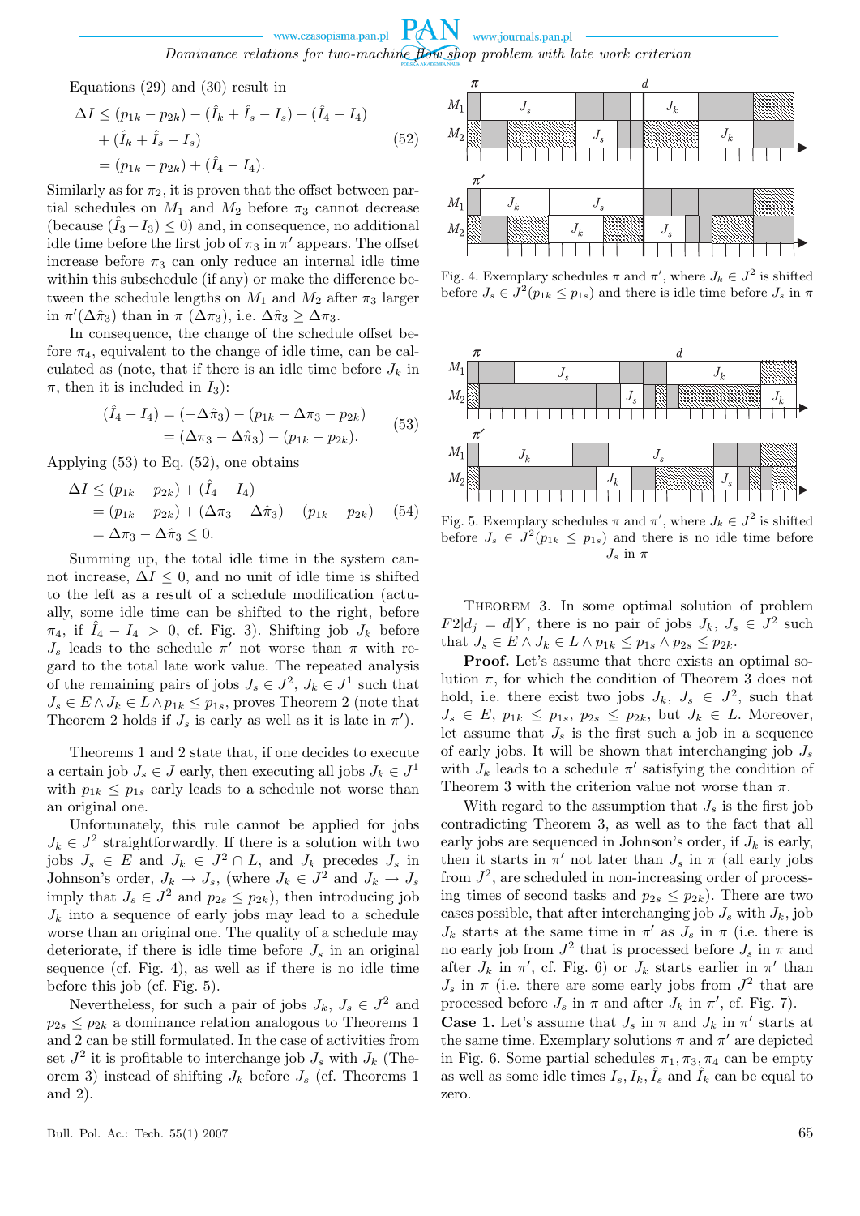Equations (29) and (30) result in

$$\Delta I \leq (p_{1k} - p_{2k}) - (\hat{I}_k + \hat{I}_s - I_s) + (\hat{I}_4 - I_4) + (\hat{I}_k + \hat{I}_s - I_s) = (p_{1k} - p_{2k}) + (\hat{I}_4 - I_4). \tag{52}$$

Similarly as for $\pi_2$, it is proven that the offset between partial schedules on $M_1$ and $M_2$ cannot decrease (because $(\hat{I}_3 - I_3) \leq 0$) and, in consequence, no additional idle time before the first job of $\pi_3$ in $\pi'$ appears. The offset increase before $\pi_3$ can only reduce an internal idle time within this subschedule (if any) or make the difference between the schedule lengths on $M_1$ and $M_2$ after $\pi_3$ larger in $\pi'(\Delta\hat{\pi}_3)$ than in $\pi$ $(\Delta\pi_3)$, i.e. $\Delta\hat{\pi}_3 \geq \Delta\pi_3$.

In consequence, the change of the schedule offset before $\pi_4$, equivalent to the change of idle time, can be calculated as (note, that if there is an idle time before $J_k$ in $\pi$, then it is included in $I_3$):

$$(\hat{I}_4 - I_4) = (-\Delta\hat{\pi}_3) - (p_{1k} - \Delta\pi_3 - p_{2k}) = (\Delta\pi_3 - \Delta\hat{\pi}_3) - (p_{1k} - p_{2k}). \tag{53}$$

Applying (53) to Eq. (52), one obtains

$$\Delta I \leq (p_{1k} - p_{2k}) + (\hat{I}_4 - I_4) = (p_{1k} - p_{2k}) + (\Delta\pi_3 - \Delta\hat{\pi}_3) - (p_{1k} - p_{2k}) = \Delta\pi_3 - \Delta\hat{\pi}_3 \leq 0. \tag{54}$$

Summing up, the total idle time in the system cannot increase, $\Delta I \leq 0$, and no unit of idle time is shifted to the left as a result of a schedule modification (actually, some idle time can be shifted to the right, before $\pi_4$, if $\hat{I}_4 - I_4 > 0$, cf. Fig. 3). Shifting job $J_k$ before $J_s$ leads to the schedule $\pi'$ not worse than $\pi$ with regard to the total late work value. The repeated analysis of the remaining pairs of jobs $J_s \in J^2$, $J_k \in J^1$ such that $J_s \in E \wedge J_k \in L \wedge p_{1k} \leq p_{1s}$, proves Theorem 2 (note that Theorem 2 holds if $J_s$ is early as well as it is late in $\pi'$).

Theorems 1 and 2 state that, if one decides to execute a certain job $J_s \in J$ early, then executing all jobs $J_k \in J^1$ with $p_{1k} \leq p_{1s}$ early leads to a schedule not worse than an original one.

Unfortunately, this rule cannot be applied for jobs $J_k \in J^2$ straightforwardly. If there is a solution with two jobs $J_s \in E$ and $J_k \in J^2 \cap L$, and $J_k$ precedes $J_s$ in Johnson's order, $J_k \to J_s$, (where $J_k \in J^2$ and $J_k \to J_s$ imply that $J_s \in J^2$ and $p_{2s} \leq p_{2k}$), then introducing job $J_k$ into a sequence of early jobs may lead to a schedule worse than an original one. The quality of a schedule may deteriorate, if there is idle time before $J_s$ in an original sequence (cf. Fig. 4), as well as if there is no idle time before this job (cf. Fig. 5).

Nevertheless, for such a pair of jobs $J_k$, $J_s \in J^2$ and $p_{2s} \leq p_{2k}$ a dominance relation analogous to Theorems 1 and 2 can be still formulated. In the case of activities from set $J^2$ it is profitable to interchange job $J_s$ with $J_k$ (Theorem 3) instead of shifting $J_k$ before $J_s$ (cf. Theorems 1 and 2).

Fig. 4. Exemplary schedules $\pi$ and $\pi'$, where $J_k \in J^2$ is shifted before $J_s \in J^2(p_{1k} \leq p_{1s})$ and there is idle time before $J_s$ in $\pi$

Fig. 5. Exemplary schedules $\pi$ and $\pi'$, where $J_k \in J^2$ is shifted before $J_s \in J^2(p_{1k} \leq p_{1s})$ and there is no idle time before $J_s$ in $\pi$

Theorem 3. In some optimal solution of problem $F2|d_j = d|Y$, there is no pair of jobs $J_k$, $J_s \in J^2$ such that $J_s \in E \wedge J_k \in L \wedge p_{1k} \leq p_{1s} \wedge p_{2s} \leq p_{2k}$.

**Proof.** Let's assume that there exists an optimal solution $\pi$, for which the condition of Theorem 3 does not hold, i.e. there exist two jobs $J_k$, $J_s \in J^2$, such that $J_s \in E$, $p_{1k} \leq p_{1s}$, $p_{2s} \leq p_{2k}$, but $J_k \in L$. Moreover, let assume that $J_s$ is the first such a job in a sequence of early jobs. It will be shown that interchanging job $J_s$ with $J_k$ leads to a schedule $\pi'$ satisfying the condition of Theorem 3 with the criterion value not worse than $\pi$.

With regard to the assumption that $J_s$ is the first job contradicting Theorem 3, as well as to the fact that all early jobs are sequenced in Johnson's order, if $J_k$ is early, then it starts in $\pi'$ not later than $J_s$ in $\pi$ (all early jobs from $J^2$, are scheduled in non-increasing order of processing times of second tasks and $p_{2s} \leq p_{2k}$). There are two cases possible, that after interchanging job $J_s$ with $J_k$, job $J_k$ starts at the same time in $\pi'$ as $J_s$ in $\pi$ (i.e. there is no early job from $J^2$ that is processed before $J_s$ in $\pi$ and after $J_k$ in $\pi'$, cf. Fig. 6) or $J_k$ starts earlier in $\pi'$ than $J_s$ in $\pi$ (i.e. there are some early jobs from $J^2$ that are processed before $J_s$ in $\pi$ and after $J_k$ in $\pi'$, cf. Fig. 7).

**Case 1.** Let's assume that $J_s$ in $\pi$ and $J_k$ in $\pi'$ starts at the same time. Exemplary solutions $\pi$ and $\pi'$ are depicted in Fig. 6. Some partial schedules $\pi_1, \pi_3, \pi_4$ can be empty as well as some idle times $I_s, I_k, \hat{I}_s$ and $\hat{I}_k$ can be equal to zero.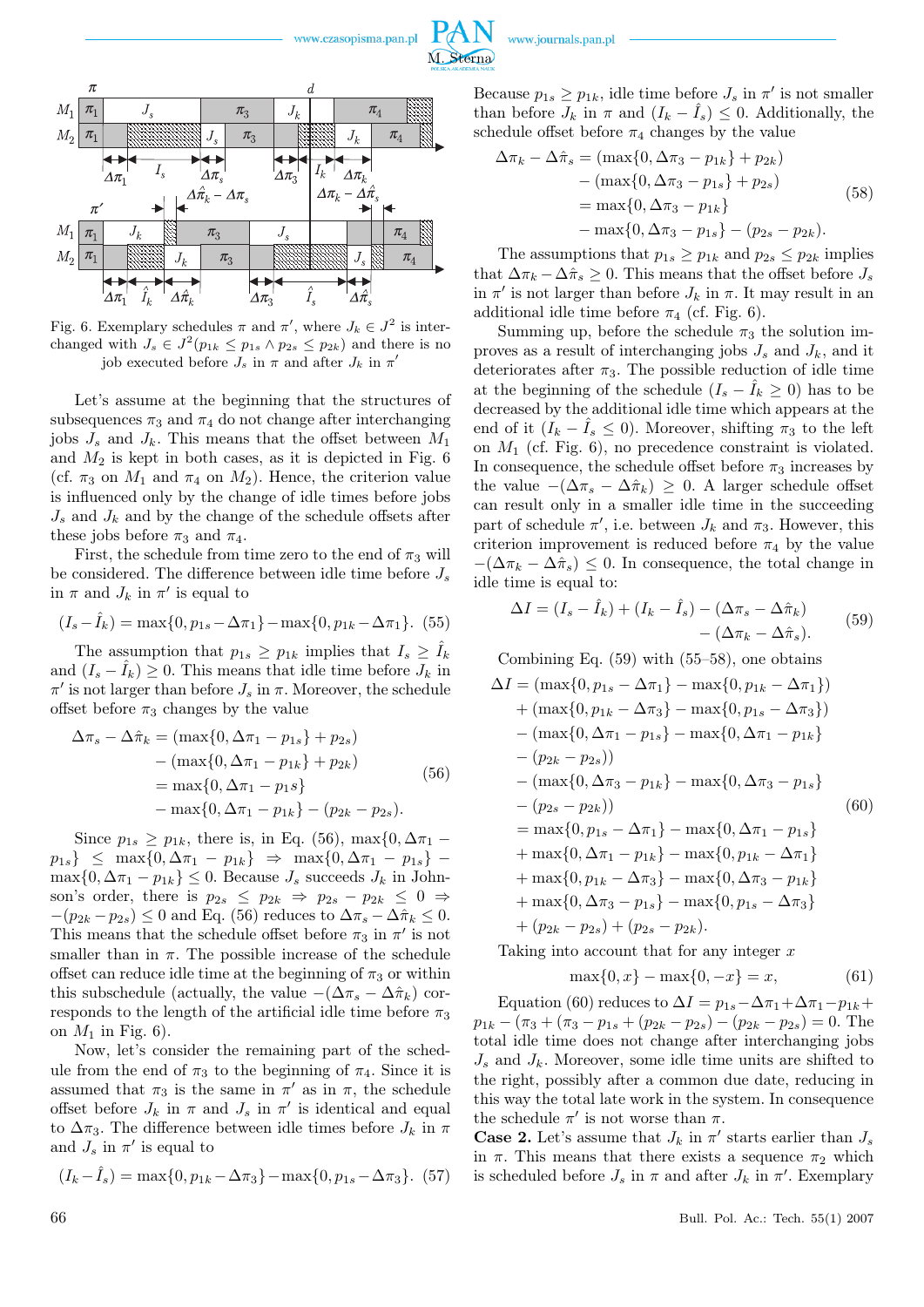Fig. 6. Exemplary schedules $\pi$ and $\pi'$, where $J_k \in J^2$ is interchanged with $J_s \in J^2(p_{1k} \le p_{1s} \wedge p_{2s} \le p_{2k})$ and there is no job executed before $J_s$ in $\pi$ and after $J_k$ in $\pi'$

Let's assume at the beginning that the structures of subsequences $\pi_3$ and $\pi_4$ do not change after interchanging jobs $J_s$ and $J_k$. This means that the offset between $M_1$ and $M_2$ is kept in both cases, as it is depicted in Fig. 6 (cf. $\pi_3$ on $M_1$ and $\pi_4$ on $M_2$). Hence, the criterion value is influenced only by the change of idle times before jobs $J_s$ and $J_k$ and by the change of the schedule offsets after these jobs before $\pi_3$ and $\pi_4$.

First, the schedule from time zero to the end of $\pi_3$ will be considered. The difference between idle time before $J_s$ in $\pi$ and $J_k$ in $\pi'$ is equal to

$$(I_s - \hat{I}_k) = \max\{0, p_{1s} - \Delta\pi_1\} - \max\{0, p_{1k} - \Delta\pi_1\}. \quad (55)$$

The assumption that $p_{1s} \ge p_{1k}$ implies that $I_s \ge \hat{I}_k$ and $(I_s - \hat{I}_k) \ge 0$. This means that idle time before $J_k$ in $\pi'$ is not larger than before $J_s$ in $\pi$. Moreover, the schedule offset before $\pi_3$ changes by the value

$$\begin{aligned}\Delta\pi_s - \Delta\hat{\pi}_k &= (\max\{0, \Delta\pi_1 - p_{1s}\} + p_{2s}) \\ &\quad - (\max\{0, \Delta\pi_1 - p_{1k}\} + p_{2k}) \\ &= \max\{0, \Delta\pi_1 - p_{1s}\} \\ &\quad - \max\{0, \Delta\pi_1 - p_{1k}\} - (p_{2k} - p_{2s}).\end{aligned} \quad (56)$$

Since $p_{1s} \ge p_{1k}$, there is, in Eq. (56), $\max\{0, \Delta\pi_1 - p_{1s}\} \le \max\{0, \Delta\pi_1 - p_{1k}\} \Rightarrow \max\{0, \Delta\pi_1 - p_{1s}\} - \max\{0, \Delta\pi_1 - p_{1k}\} \le 0$. Because $J_s$ succeeds $J_k$ in Johnson's order, there is $p_{2s} \le p_{2k} \Rightarrow p_{2s} - p_{2k} \le 0 \Rightarrow -(p_{2k} - p_{2s}) \le 0$ and Eq. (56) reduces to $\Delta\pi_s - \Delta\hat{\pi}_k \le 0$. This means that the schedule offset before $\pi_3$ in $\pi'$ is not smaller than in $\pi$. The possible increase of the schedule offset can reduce idle time at the beginning of $\pi_3$ or within this subschedule (actually, the value $-(\Delta\pi_s - \Delta\hat{\pi}_k)$ corresponds to the length of the artificial idle time before $\pi_3$ on $M_1$ in Fig. 6).

Now, let's consider the remaining part of the schedule from the end of $\pi_3$ to the beginning of $\pi_4$. Since it is assumed that $\pi_3$ is the same in $\pi'$ as in $\pi$, the schedule offset before $J_k$ in $\pi$ and $J_s$ in $\pi'$ is identical and equal to $\Delta\pi_3$. The difference between idle times before $J_k$ in $\pi$ and $J_s$ in $\pi'$ is equal to

$$(I_k - \hat{I}_s) = \max\{0, p_{1k} - \Delta\pi_3\} - \max\{0, p_{1s} - \Delta\pi_3\}. \quad (57)$$

Because $p_{1s} \ge p_{1k}$, idle time before $J_s$ in $\pi'$ is not smaller than before $J_k$ in $\pi$ and $(I_k - \hat{I}_s) \le 0$. Additionally, the schedule offset before $\pi_4$ changes by the value

$$\begin{aligned}\Delta\pi_k - \Delta\hat{\pi}_s &= (\max\{0, \Delta\pi_3 - p_{1k}\} + p_{2k}) \\ &\quad - (\max\{0, \Delta\pi_3 - p_{1s}\} + p_{2s}) \\ &= \max\{0, \Delta\pi_3 - p_{1k}\} \\ &\quad - \max\{0, \Delta\pi_3 - p_{1s}\} - (p_{2s} - p_{2k}).\end{aligned} \quad (58)$$

The assumptions that $p_{1s} \ge p_{1k}$ and $p_{2s} \le p_{2k}$ implies that $\Delta\pi_k - \Delta\hat{\pi}_s \ge 0$. This means that the offset before $J_s$ in $\pi'$ is not larger than before $J_k$ in $\pi$. It may result in an additional idle time before $\pi_4$ (cf. Fig. 6).

Summing up, before the schedule $\pi_3$ the solution improves as a result of interchanging jobs $J_s$ and $J_k$, and it deteriorates after $\pi_3$. The possible reduction of idle time at the beginning of the schedule $(I_s - \hat{I}_k \ge 0)$ has to be decreased by the additional idle time which appears at the end of it $(I_k - \hat{I}_s \le 0)$. Moreover, shifting $\pi_3$ to the left on $M_1$ (cf. Fig. 6), no precedence constraint is violated. In consequence, the schedule offset before $\pi_3$ increases by the value $-(\Delta\pi_s - \Delta\hat{\pi}_k) \ge 0$. A larger schedule offset can result only in a smaller idle time in the succeeding part of schedule $\pi'$, i.e. between $J_k$ and $\pi_3$. However, this criterion improvement is reduced before $\pi_4$ by the value $-(\Delta\pi_k - \Delta\hat{\pi}_s) \le 0$. In consequence, the total change in idle time is equal to:

$$\begin{aligned}\Delta I = (I_s - \hat{I}_k) + (I_k - \hat{I}_s) - (\Delta\pi_s - \Delta\hat{\pi}_k) \\ - (\Delta\pi_k - \Delta\hat{\pi}_s).\end{aligned} \quad (59)$$

Combining Eq. (59) with (55–58), one obtains

$$\begin{aligned}\Delta I &= (\max\{0, p_{1s} - \Delta\pi_1\} - \max\{0, p_{1k} - \Delta\pi_1\}) \\ &\quad + (\max\{0, p_{1k} - \Delta\pi_3\} - \max\{0, p_{1s} - \Delta\pi_3\}) \\ &\quad - (\max\{0, \Delta\pi_1 - p_{1s}\} - \max\{0, \Delta\pi_1 - p_{1k}\} \\ &\quad - (p_{2k} - p_{2s})) \\ &\quad - (\max\{0, \Delta\pi_3 - p_{1k}\} - \max\{0, \Delta\pi_3 - p_{1s}\} \\ &\quad - (p_{2s} - p_{2k})) \\ &= \max\{0, p_{1s} - \Delta\pi_1\} - \max\{0, \Delta\pi_1 - p_{1s}\} \\ &\quad + \max\{0, \Delta\pi_1 - p_{1k}\} - \max\{0, p_{1k} - \Delta\pi_1\} \\ &\quad + \max\{0, p_{1k} - \Delta\pi_3\} - \max\{0, \Delta\pi_3 - p_{1k}\} \\ &\quad + \max\{0, \Delta\pi_3 - p_{1s}\} - \max\{0, p_{1s} - \Delta\pi_3\} \\ &\quad + (p_{2k} - p_{2s}) + (p_{2s} - p_{2k}).\end{aligned} \quad (60)$$

Taking into account that for any integer $x$

$$\max\{0, x\} - \max\{0, -x\} = x, \quad (61)$$

Equation (60) reduces to $\Delta I = p_{1s} - \Delta\pi_1 + \Delta\pi_1 - p_{1k} + p_{1k} - (\pi_3 + (\pi_3 - p_{1s} + (p_{2k} - p_{2s}) - (p_{2k} - p_{2s}) = 0$. The total idle time does not change after interchanging jobs $J_s$ and $J_k$. Moreover, some idle time units are shifted to the right, possibly after a common due date, reducing in this way the total late work in the system. In consequence the schedule $\pi'$ is not worse than $\pi$.

**Case 2.** Let's assume that $J_k$ in $\pi'$ starts earlier than $J_s$ in $\pi$. This means that there exists a sequence $\pi_2$ which is scheduled before $J_s$ in $\pi$ and after $J_k$ in $\pi'$. Exemplary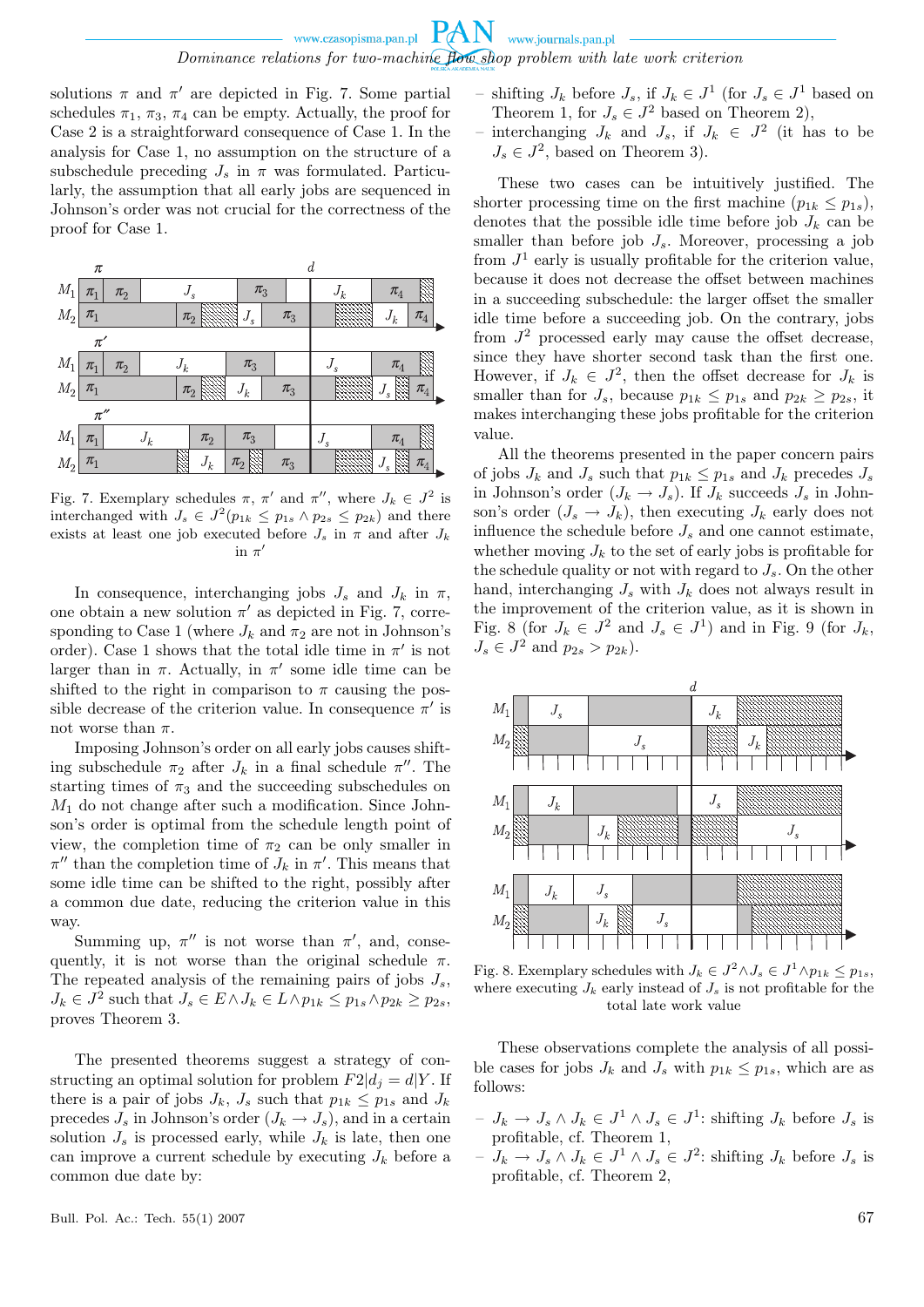solutions $\pi$ and $\pi'$ are depicted in Fig. 7. Some partial schedules $\pi_1$, $\pi_3$, $\pi_4$ can be empty. Actually, the proof for Case 2 is a straightforward consequence of Case 1. In the analysis for Case 1, no assumption on the structure of a subschedule preceding $J_s$ in $\pi$ was formulated. Particularly, the assumption that all early jobs are sequenced in Johnson's order was not crucial for the correctness of the proof for Case 1.

Fig. 7. Exemplary schedules $\pi$, $\pi'$ and $\pi''$, where $J_k \in J^2$ is interchanged with $J_s \in J^2 (p_{1k} \leq p_{1s} \wedge p_{2s} \leq p_{2k})$ and there exists at least one job executed before $J_s$ in $\pi$ and after $J_k$ in $\pi'$

In consequence, interchanging jobs $J_s$ and $J_k$ in $\pi$, one obtain a new solution $\pi'$ as depicted in Fig. 7, corresponding to Case 1 (where $J_k$ and $\pi_2$ are not in Johnson's order). Case 1 shows that the total idle time in $\pi'$ is not larger than in $\pi$. Actually, in $\pi'$ some idle time can be shifted to the right in comparison to $\pi$ causing the possible decrease of the criterion value. In consequence $\pi'$ is not worse than $\pi$.

Imposing Johnson's order on all early jobs causes shifting subschedule $\pi_2$ after $J_k$ in a final schedule $\pi''$. The starting times of $\pi_3$ and the succeeding subschedules on $M_1$ do not change after such a modification. Since Johnson's order is optimal from the schedule length point of view, the completion time of $\pi_2$ can be only smaller in $\pi''$ than the completion time of $J_k$ in $\pi'$. This means that some idle time can be shifted to the right, possibly after a common due date, reducing the criterion value in this way.

Summing up, $\pi''$ is not worse than $\pi'$, and, consequently, it is not worse than the original schedule $\pi$. The repeated analysis of the remaining pairs of jobs $J_s$, $J_k \in J^2$ such that $J_s \in E \wedge J_k \in L \wedge p_{1k} \leq p_{1s} \wedge p_{2k} \geq p_{2s}$, proves Theorem 3.

The presented theorems suggest a strategy of constructing an optimal solution for problem $F2|d_j = d|Y$. If there is a pair of jobs $J_k$, $J_s$ such that $p_{1k} \leq p_{1s}$ and $J_k$ precedes $J_s$ in Johnson's order ($J_k \rightarrow J_s$), and in a certain solution $J_s$ is processed early, while $J_k$ is late, then one can improve a current schedule by executing $J_k$ before a common due date by:

- shifting $J_k$ before $J_s$, if $J_k \in J^1$ (for $J_s \in J^1$ based on Theorem 1, for $J_s \in J^2$ based on Theorem 2),
- interchanging $J_k$ and $J_s$, if $J_k \in J^2$ (it has to be $J_s \in J^2$, based on Theorem 3).

These two cases can be intuitively justified. The shorter processing time on the first machine ($p_{1k} \leq p_{1s}$), denotes that the possible idle time before job $J_k$ can be smaller than before job $J_s$. Moreover, processing a job from $J^1$ early is usually profitable for the criterion value, because it does not decrease the offset between machines in a succeeding subschedule: the larger offset the smaller idle time before a succeeding job. On the contrary, jobs from $J^2$ processed early may cause the offset decrease, since they have shorter second task than the first one. However, if $J_k \in J^2$, then the offset decrease for $J_k$ is smaller than for $J_s$, because $p_{1k} \leq p_{1s}$ and $p_{2k} \geq p_{2s}$, it makes interchanging these jobs profitable for the criterion value.

All the theorems presented in the paper concern pairs of jobs $J_k$ and $J_s$ such that $p_{1k} \leq p_{1s}$ and $J_k$ precedes $J_s$ in Johnson's order ($J_k \rightarrow J_s$). If $J_k$ succeeds $J_s$ in Johnson's order ($J_s \rightarrow J_k$), then executing $J_k$ early does not influence the schedule before $J_s$ and one cannot estimate, whether moving $J_k$ to the set of early jobs is profitable for the schedule quality or not with regard to $J_s$. On the other hand, interchanging $J_s$ with $J_k$ does not always result in the improvement of the criterion value, as it is shown in Fig. 8 (for $J_k \in J^2$ and $J_s \in J^1$) and in Fig. 9 (for $J_k$, $J_s \in J^2$ and $p_{2s} > p_{2k}$).

Fig. 8. Exemplary schedules with $J_k \in J^2 \wedge J_s \in J^1 \wedge p_{1k} \leq p_{1s}$, where executing $J_k$ early instead of $J_s$ is not profitable for the total late work value

These observations complete the analysis of all possible cases for jobs $J_k$ and $J_s$ with $p_{1k} \leq p_{1s}$, which are as follows:

- $J_k \rightarrow J_s \wedge J_k \in J^1 \wedge J_s \in J^1$: shifting $J_k$ before $J_s$ is profitable, cf. Theorem 1,
- $J_k \rightarrow J_s \wedge J_k \in J^1 \wedge J_s \in J^2$: shifting $J_k$ before $J_s$ is profitable, cf. Theorem 2,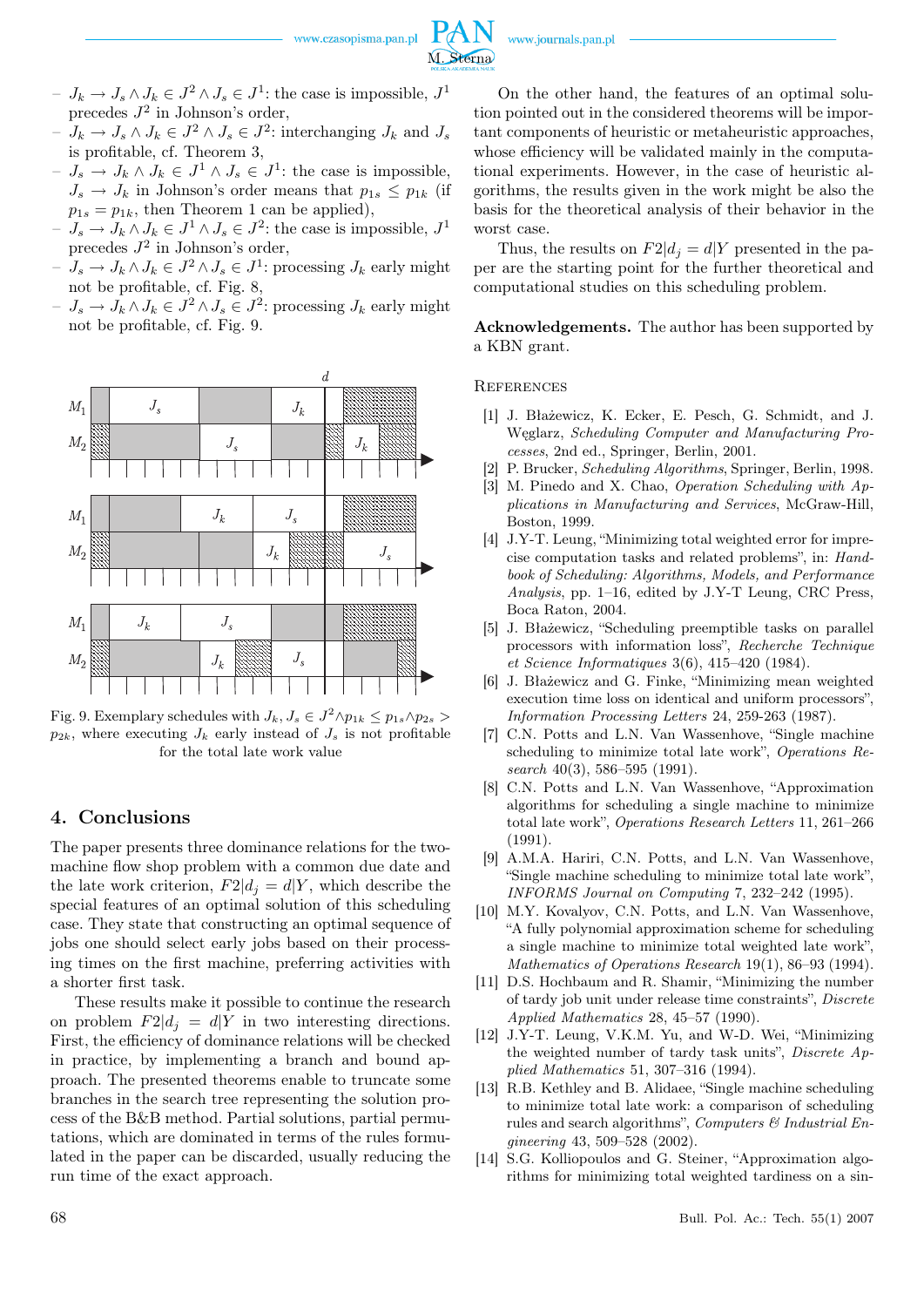- $J_k \to J_s \wedge J_k \in J^2 \wedge J_s \in J^1$: the case is impossible, $J^1$ precedes $J^2$ in Johnson's order,
- $J_k \to J_s \wedge J_k \in J^2 \wedge J_s \in J^2$: interchanging $J_k$ and $J_s$ is profitable, cf. Theorem 3,
- $J_s \to J_k \wedge J_k \in J^1 \wedge J_s \in J^1$: the case is impossible, $J_s \to J_k$ in Johnson's order means that $p_{1s} \le p_{1k}$ (if $p_{1s} = p_{1k}$, then Theorem 1 can be applied),
- $J_s \to J_k \wedge J_k \in J^1 \wedge J_s \in J^2$: the case is impossible, $J^1$ precedes $J^2$ in Johnson's order,
- $J_s \to J_k \wedge J_k \in J^2 \wedge J_s \in J^1$: processing $J_k$ early might not be profitable, cf. Fig. 8,
- $J_s \to J_k \wedge J_k \in J^2 \wedge J_s \in J^2$: processing $J_k$ early might not be profitable, cf. Fig. 9.

Fig. 9. Exemplary schedules with $J_k, J_s \in J^2 \wedge p_{1k} \le p_{1s} \wedge p_{2s} > p_{2k}$, where executing $J_k$ early instead of $J_s$ is not profitable for the total late work value

## 4. Conclusions

The paper presents three dominance relations for the two-machine flow shop problem with a common due date and the late work criterion, $F2|d_j = d|Y$, which describe the special features of an optimal solution of this scheduling case. They state that constructing an optimal sequence of jobs one should select early jobs based on their processing times on the first machine, preferring activities with a shorter first task.

These results make it possible to continue the research on problem $F2|d_j = d|Y$ in two interesting directions. First, the efficiency of dominance relations will be checked in practice, by implementing a branch and bound approach. The presented theorems enable to truncate some branches in the search tree representing the solution process of the B&B method. Partial solutions, partial permutations, which are dominated in terms of the rules formulated in the paper can be discarded, usually reducing the run time of the exact approach.

On the other hand, the features of an optimal solution pointed out in the considered theorems will be important components of heuristic or metaheuristic approaches, whose efficiency will be validated mainly in the computational experiments. However, in the case of heuristic algorithms, the results given in the work might be also the basis for the theoretical analysis of their behavior in the worst case.

Thus, the results on $F2|d_j = d|Y$ presented in the paper are the starting point for the further theoretical and computational studies on this scheduling problem.

**Acknowledgements.** The author has been supported by a KBN grant.

## References

[1] J. Błażewicz, K. Ecker, E. Pesch, G. Schmidt, and J. Węglarz, *Scheduling Computer and Manufacturing Processes*, 2nd ed., Springer, Berlin, 2001.

[2] P. Brucker, *Scheduling Algorithms*, Springer, Berlin, 1998.

[3] M. Pinedo and X. Chao, *Operation Scheduling with Applications in Manufacturing and Services*, McGraw-Hill, Boston, 1999.

[4] J.Y-T. Leung, "Minimizing total weighted error for imprecise computation tasks and related problems", in: *Handbook of Scheduling: Algorithms, Models, and Performance Analysis*, pp. 1–16, edited by J.Y-T Leung, CRC Press, Boca Raton, 2004.

[5] J. Błażewicz, "Scheduling preemptible tasks on parallel processors with information loss", *Recherche Technique et Science Informatiques* 3(6), 415–420 (1984).

[6] J. Błażewicz and G. Finke, "Minimizing mean weighted execution time loss on identical and uniform processors", *Information Processing Letters* 24, 259-263 (1987).

[7] C.N. Potts and L.N. Van Wassenhove, "Single machine scheduling to minimize total late work", *Operations Research* 40(3), 586–595 (1991).

[8] C.N. Potts and L.N. Van Wassenhove, "Approximation algorithms for scheduling a single machine to minimize total late work", *Operations Research Letters* 11, 261–266 (1991).

[9] A.M.A. Hariri, C.N. Potts, and L.N. Van Wassenhove, "Single machine scheduling to minimize total late work", *INFORMS Journal on Computing* 7, 232–242 (1995).

[10] M.Y. Kovalyov, C.N. Potts, and L.N. Van Wassenhove, "A fully polynomial approximation scheme for scheduling a single machine to minimize total weighted late work", *Mathematics of Operations Research* 19(1), 86–93 (1994).

[11] D.S. Hochbaum and R. Shamir, "Minimizing the number of tardy job unit under release time constraints", *Discrete Applied Mathematics* 28, 45–57 (1990).

[12] J.Y-T. Leung, V.K.M. Yu, and W-D. Wei, "Minimizing the weighted number of tardy task units", *Discrete Applied Mathematics* 51, 307–316 (1994).

[13] R.B. Kethley and B. Alidaee, "Single machine scheduling to minimize total late work: a comparison of scheduling rules and search algorithms", *Computers & Industrial Engineering* 43, 509–528 (2002).

[14] S.G. Kolliopoulos and G. Steiner, "Approximation algorithms for minimizing total weighted tardiness on a sin-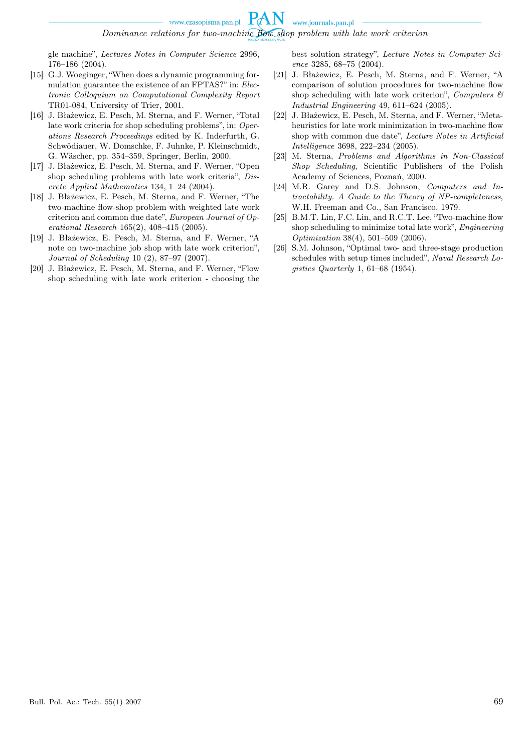gle machine", *Lectures Notes in Computer Science* 2996, 176–186 (2004).

[15] G.J. Woeginger, "When does a dynamic programming formulation guarantee the existence of an FPTAS?" in: *Electronic Colloquium on Computational Complexity Report* TR01-084, University of Trier, 2001.

[16] J. Błażewicz, E. Pesch, M. Sterna, and F. Werner, "Total late work criteria for shop scheduling problems", in: *Operations Research Proceedings* edited by K. Inderfurth, G. Schwödiauer, W. Domschke, F. Juhnke, P. Kleinschmidt, G. Wäscher, pp. 354–359, Springer, Berlin, 2000.

[17] J. Błażewicz, E. Pesch, M. Sterna, and F. Werner, "Open shop scheduling problems with late work criteria", *Discrete Applied Mathematics* 134, 1–24 (2004).

[18] J. Błażewicz, E. Pesch, M. Sterna, and F. Werner, "The two-machine flow-shop problem with weighted late work criterion and common due date", *European Journal of Operational Research* 165(2), 408–415 (2005).

[19] J. Błażewicz, E. Pesch, M. Sterna, and F. Werner, "A note on two-machine job shop with late work criterion", *Journal of Scheduling* 10 (2), 87–97 (2007).

[20] J. Błażewicz, E. Pesch, M. Sterna, and F. Werner, "Flow shop scheduling with late work criterion - choosing the best solution strategy", *Lecture Notes in Computer Science* 3285, 68–75 (2004).

[21] J. Błażewicz, E. Pesch, M. Sterna, and F. Werner, "A comparison of solution procedures for two-machine flow shop scheduling with late work criterion", *Computers & Industrial Engineering* 49, 611–624 (2005).

[22] J. Błażewicz, E. Pesch, M. Sterna, and F. Werner, "Metaheuristics for late work minimization in two-machine flow shop with common due date", *Lecture Notes in Artificial Intelligence* 3698, 222–234 (2005).

[23] M. Sterna, *Problems and Algorithms in Non-Classical Shop Scheduling*, Scientific Publishers of the Polish Academy of Sciences, Poznań, 2000.

[24] M.R. Garey and D.S. Johnson, *Computers and Intractability. A Guide to the Theory of NP-completeness*, W.H. Freeman and Co., San Francisco, 1979.

[25] B.M.T. Lin, F.C. Lin, and R.C.T. Lee, "Two-machine flow shop scheduling to minimize total late work", *Engineering Optimization* 38(4), 501–509 (2006).

[26] S.M. Johnson, "Optimal two- and three-stage production schedules with setup times included", *Naval Research Logistics Quarterly* 1, 61–68 (1954).